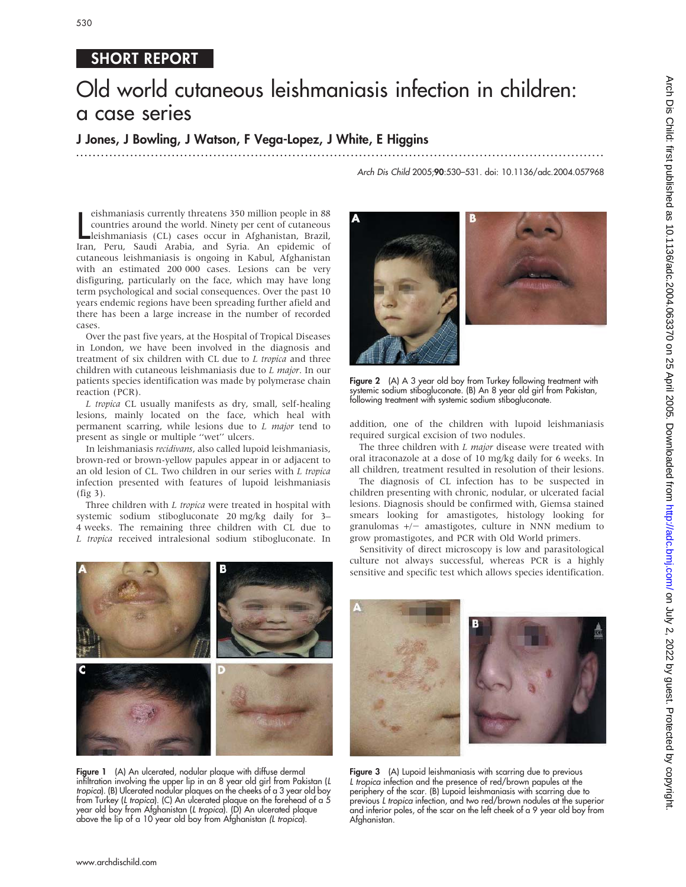SHORT REPORT

# Old world cutaneous leishmaniasis infection in children: a case series

**J Jones, J Bowling, J Watson, F Vega-Lopez, J White, E Higgins**

Arch Dis Child 2005;**90**:530–531. doi: 10.1136/adc.2004.057968

Leishmaniasis currently threatens 350 million people in 88 countries around the world. Ninety per cent of cutaneous leishmaniasis (CL) cases occur in Afghanistan, Brazil, Iran, Peru, Saudi Arabia, and Syria. An epidemic of cutaneous leishmaniasis is ongoing in Kabul, Afghanistan with an estimated 200 000 cases. Lesions can be very disfiguring, particularly on the face, which may have long term psychological and social consequences. Over the past 10 years endemic regions have been spreading further afield and there has been a large increase in the number of recorded cases.

Over the past five years, at the Hospital of Tropical Diseases in London, we have been involved in the diagnosis and treatment of six children with CL due to *L tropica* and three children with cutaneous leishmaniasis due to *L major*. In our patients species identification was made by polymerase chain reaction (PCR).

*L tropica* CL usually manifests as dry, small, self-healing lesions, mainly located on the face, which heal with permanent scarring, while lesions due to *L major* tend to present as single or multiple "wet" ulcers.

In leishmaniasis *recidivans*, also called lupoid leishmaniasis, brown-red or brown-yellow papules appear in or adjacent to an old lesion of CL. Two children in our series with *L tropica* infection presented with features of lupoid leishmaniasis (fig 3).

Three children with *L tropica* were treated in hospital with systemic sodium stibogluconate 20 mg/kg daily for 3–4 weeks. The remaining three children with CL due to *L tropica* received intralesional sodium stibogluconate. In addition, one of the children with lupoid leishmaniasis required surgical excision of two nodules.

The three children with *L major* disease were treated with oral itraconazole at a dose of 10 mg/kg daily for 6 weeks. In all children, treatment resulted in resolution of their lesions.

The diagnosis of CL infection has to be suspected in children presenting with chronic, nodular, or ulcerated facial lesions. Diagnosis should be confirmed with, Giemsa stained smears looking for amastigotes, histology looking for granulomas +/− amastigotes, culture in NNN medium to grow promastigotes, and PCR with Old World primers.

Sensitivity of direct microscopy is low and parasitological culture not always successful, whereas PCR is a highly sensitive and specific test which allows species identification.

**Figure 1** (A) An ulcerated, nodular plaque with diffuse dermal infiltration involving the upper lip in an 8 year old girl from Pakistan (*L tropica*). (B) Ulcerated nodular plaques on the cheeks of a 3 year old boy from Turkey (*L tropica*). (C) An ulcerated plaque on the forehead of a 5 year old boy from Afghanistan (*L tropica*). (D) An ulcerated plaque above the lip of a 10 year old boy from Afghanistan *(L tropica)*.

**Figure 2** (A) A 3 year old boy from Turkey following treatment with systemic sodium stibogluconate. (B) An 8 year old girl from Pakistan, following treatment with systemic sodium stibogluconate.

**Figure 3** (A) Lupoid leishmaniasis with scarring due to previous *L tropica* infection and the presence of red/brown papules at the periphery of the scar. (B) Lupoid leishmaniasis with scarring due to previous *L tropica* infection, and two red/brown nodules at the superior and inferior poles, of the scar on the left cheek of a 9 year old boy from Afghanistan.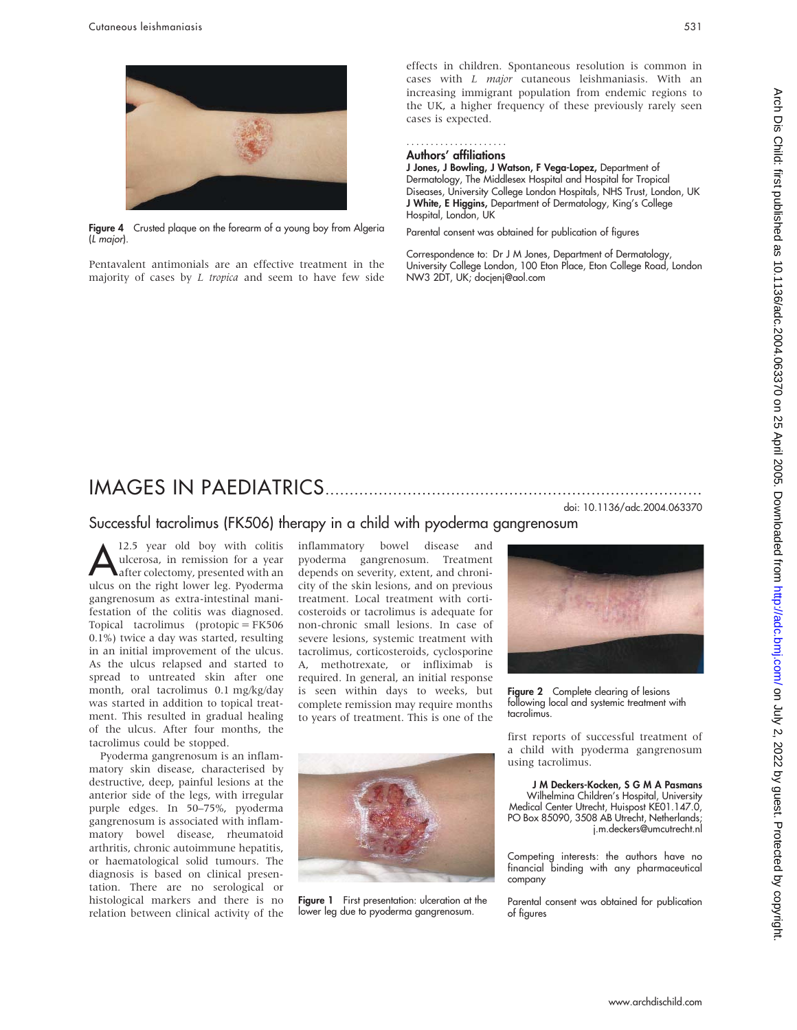Figure 4 Crusted plaque on the forearm of a young boy from Algeria (*L major*).

Pentavalent antimonials are an effective treatment in the majority of cases by *L tropica* and seem to have few side effects in children. Spontaneous resolution is common in cases with *L major* cutaneous leishmaniasis. With an increasing immigrant population from endemic regions to the UK, a higher frequency of these previously rarely seen cases is expected.

### Authors' affiliations

**J Jones, J Bowling, J Watson, F Vega-Lopez,** Department of Dermatology, The Middlesex Hospital and Hospital for Tropical Diseases, University College London Hospitals, NHS Trust, London, UK
**J White, E Higgins,** Department of Dermatology, King's College Hospital, London, UK

Parental consent was obtained for publication of figures

Correspondence to: Dr J M Jones, Department of Dermatology, University College London, 100 Eton Place, Eton College Road, London NW3 2DT, UK; docjenj@aol.com

# IMAGES IN PAEDIATRICS

doi: 10.1136/adc.2004.063370

## Successful tacrolimus (FK506) therapy in a child with pyoderma gangrenosum

A 12.5 year old boy with colitis ulcerosa, in remission for a year after colectomy, presented with an ulcus on the right lower leg. Pyoderma gangrenosum as extra-intestinal manifestation of the colitis was diagnosed. Topical tacrolimus (protopic = FK506 0.1%) twice a day was started, resulting in an initial improvement of the ulcus. As the ulcus relapsed and started to spread to untreated skin after one month, oral tacrolimus 0.1 mg/kg/day was started in addition to topical treatment. This resulted in gradual healing of the ulcus. After four months, the tacrolimus could be stopped.

Pyoderma gangrenosum is an inflammatory skin disease, characterised by destructive, deep, painful lesions at the anterior side of the legs, with irregular purple edges. In 50–75%, pyoderma gangrenosum is associated with inflammatory bowel disease, rheumatoid arthritis, chronic autoimmune hepatitis, or haematological solid tumours. The diagnosis is based on clinical presentation. There are no serological or histological markers and there is no relation between clinical activity of the inflammatory bowel disease and pyoderma gangrenosum. Treatment depends on severity, extent, and chronicity of the skin lesions, and on previous treatment. Local treatment with corticosteroids or tacrolimus is adequate for non-chronic small lesions. In case of severe lesions, systemic treatment with tacrolimus, corticosteroids, cyclosporine A, methotrexate, or infliximab is required. In general, an initial response is seen within days to weeks, but complete remission may require months to years of treatment. This is one of the first reports of successful treatment of a child with pyoderma gangrenosum using tacrolimus.

Figure 1 First presentation: ulceration at the lower leg due to pyoderma gangrenosum.

Figure 2 Complete clearing of lesions following local and systemic treatment with tacrolimus.

**J M Deckers-Kocken, S G M A Pasmans**
Wilhelmina Children's Hospital, University Medical Center Utrecht, Huispost KE01.147.0, PO Box 85090, 3508 AB Utrecht, Netherlands; j.m.deckers@umcutrecht.nl

Competing interests: the authors have no financial binding with any pharmaceutical company

Parental consent was obtained for publication of figures